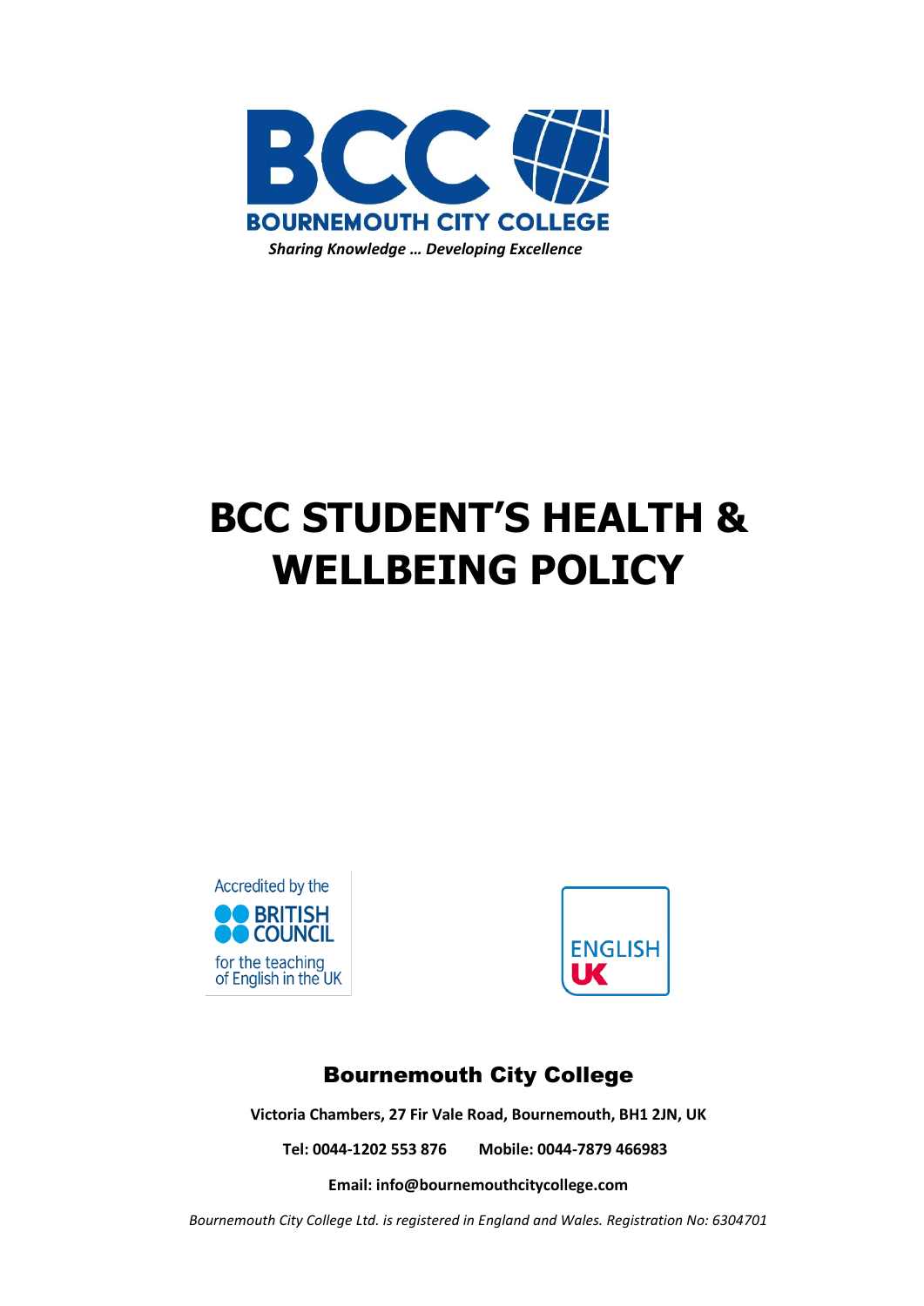BCC

BOURNEMOUTH CITY COLLEGE

*Sharing Knowledge … Developing Excellence*

# BCC STUDENT'S HEALTH & WELLBEING POLICY

Accredited by the BRITISH COUNCIL for the teaching of English in the UK

ENGLISH UK

## Bournemouth City College

**Victoria Chambers, 27 Fir Vale Road, Bournemouth, BH1 2JN, UK**

**Tel: 0044-1202 553 876 Mobile: 0044-7879 466983**

**Email: info@bournemouthcitycollege.com**

*Bournemouth City College Ltd. is registered in England and Wales. Registration No: 6304701*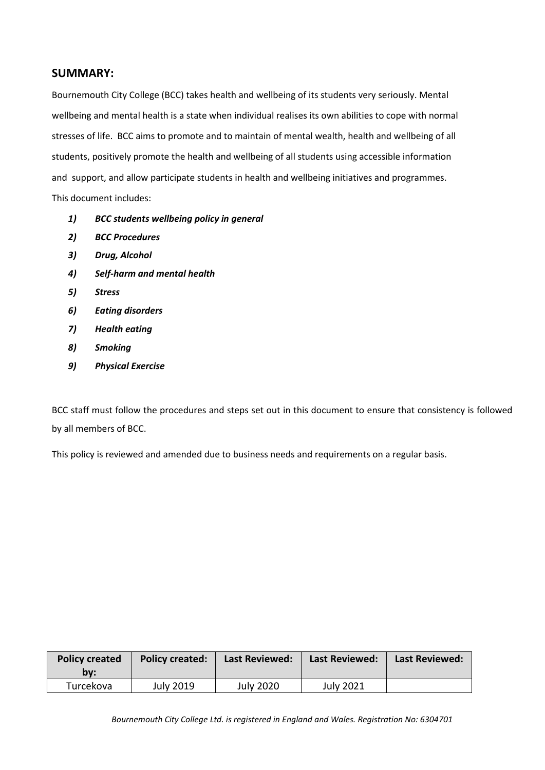## SUMMARY:

Bournemouth City College (BCC) takes health and wellbeing of its students very seriously. Mental wellbeing and mental health is a state when individual realises its own abilities to cope with normal stresses of life. BCC aims to promote and to maintain of mental wealth, health and wellbeing of all students, positively promote the health and wellbeing of all students using accessible information and support, and allow participate students in health and wellbeing initiatives and programmes.

This document includes:

1) ***BCC students wellbeing policy in general***
2) ***BCC Procedures***
3) ***Drug, Alcohol***
4) ***Self-harm and mental health***
5) ***Stress***
6) ***Eating disorders***
7) ***Health eating***
8) ***Smoking***
9) ***Physical Exercise***

BCC staff must follow the procedures and steps set out in this document to ensure that consistency is followed by all members of BCC.

This policy is reviewed and amended due to business needs and requirements on a regular basis.

| Policy created by: | Policy created: | Last Reviewed: | Last Reviewed: | Last Reviewed: |
|---|---|---|---|---|
| Turcekova | July 2019 | July 2020 | July 2021 | |

*Bournemouth City College Ltd. is registered in England and Wales. Registration No: 6304701*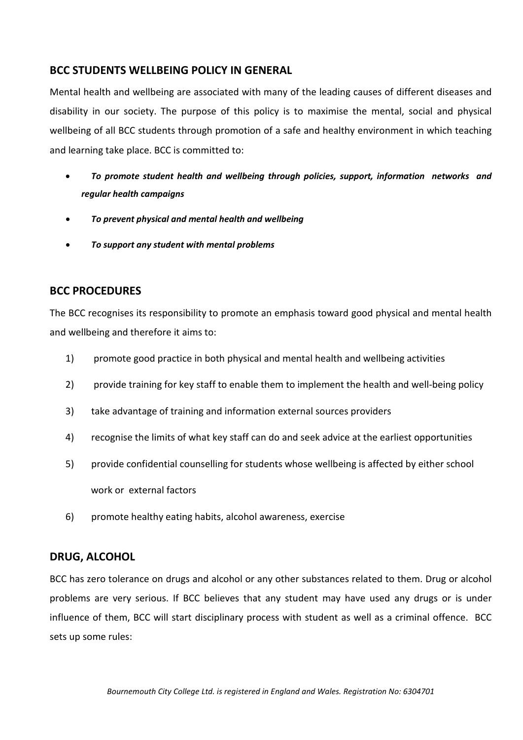## BCC STUDENTS WELLBEING POLICY IN GENERAL

Mental health and wellbeing are associated with many of the leading causes of different diseases and disability in our society. The purpose of this policy is to maximise the mental, social and physical wellbeing of all BCC students through promotion of a safe and healthy environment in which teaching and learning take place. BCC is committed to:

- ***To promote student health and wellbeing through policies, support, information networks and regular health campaigns***
- ***To prevent physical and mental health and wellbeing***
- ***To support any student with mental problems***

## BCC PROCEDURES

The BCC recognises its responsibility to promote an emphasis toward good physical and mental health and wellbeing and therefore it aims to:

1) promote good practice in both physical and mental health and wellbeing activities
2) provide training for key staff to enable them to implement the health and well-being policy
3) take advantage of training and information external sources providers
4) recognise the limits of what key staff can do and seek advice at the earliest opportunities
5) provide confidential counselling for students whose wellbeing is affected by either school work or external factors
6) promote healthy eating habits, alcohol awareness, exercise

## DRUG, ALCOHOL

BCC has zero tolerance on drugs and alcohol or any other substances related to them. Drug or alcohol problems are very serious. If BCC believes that any student may have used any drugs or is under influence of them, BCC will start disciplinary process with student as well as a criminal offence. BCC sets up some rules: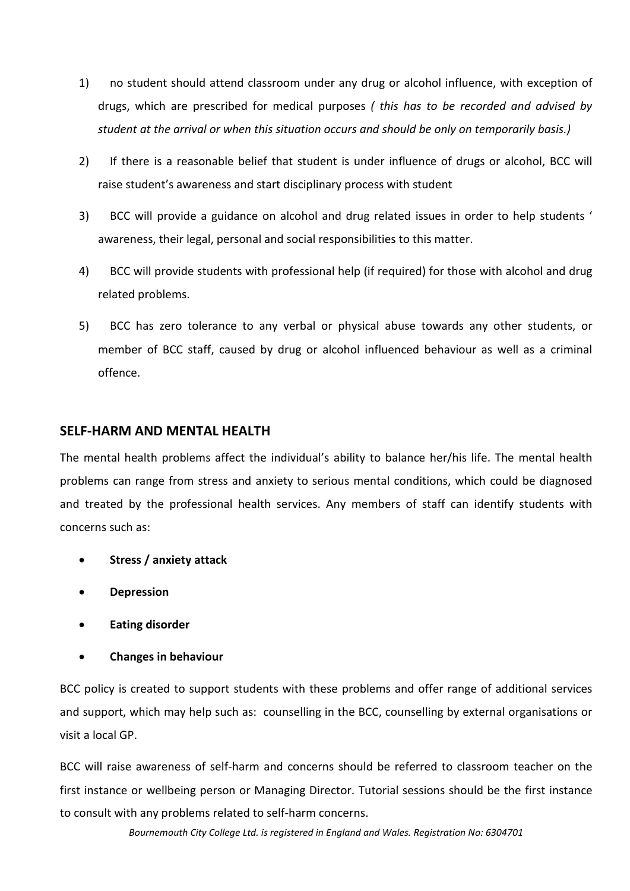1) no student should attend classroom under any drug or alcohol influence, with exception of drugs, which are prescribed for medical purposes *( this has to be recorded and advised by student at the arrival or when this situation occurs and should be only on temporarily basis.)*

2) If there is a reasonable belief that student is under influence of drugs or alcohol, BCC will raise student's awareness and start disciplinary process with student

3) BCC will provide a guidance on alcohol and drug related issues in order to help students ' awareness, their legal, personal and social responsibilities to this matter.

4) BCC will provide students with professional help (if required) for those with alcohol and drug related problems.

5) BCC has zero tolerance to any verbal or physical abuse towards any other students, or member of BCC staff, caused by drug or alcohol influenced behaviour as well as a criminal offence.

## SELF-HARM AND MENTAL HEALTH

The mental health problems affect the individual's ability to balance her/his life. The mental health problems can range from stress and anxiety to serious mental conditions, which could be diagnosed and treated by the professional health services. Any members of staff can identify students with concerns such as:

- **Stress / anxiety attack**
- **Depression**
- **Eating disorder**
- **Changes in behaviour**

BCC policy is created to support students with these problems and offer range of additional services and support, which may help such as: counselling in the BCC, counselling by external organisations or visit a local GP.

BCC will raise awareness of self-harm and concerns should be referred to classroom teacher on the first instance or wellbeing person or Managing Director. Tutorial sessions should be the first instance to consult with any problems related to self-harm concerns.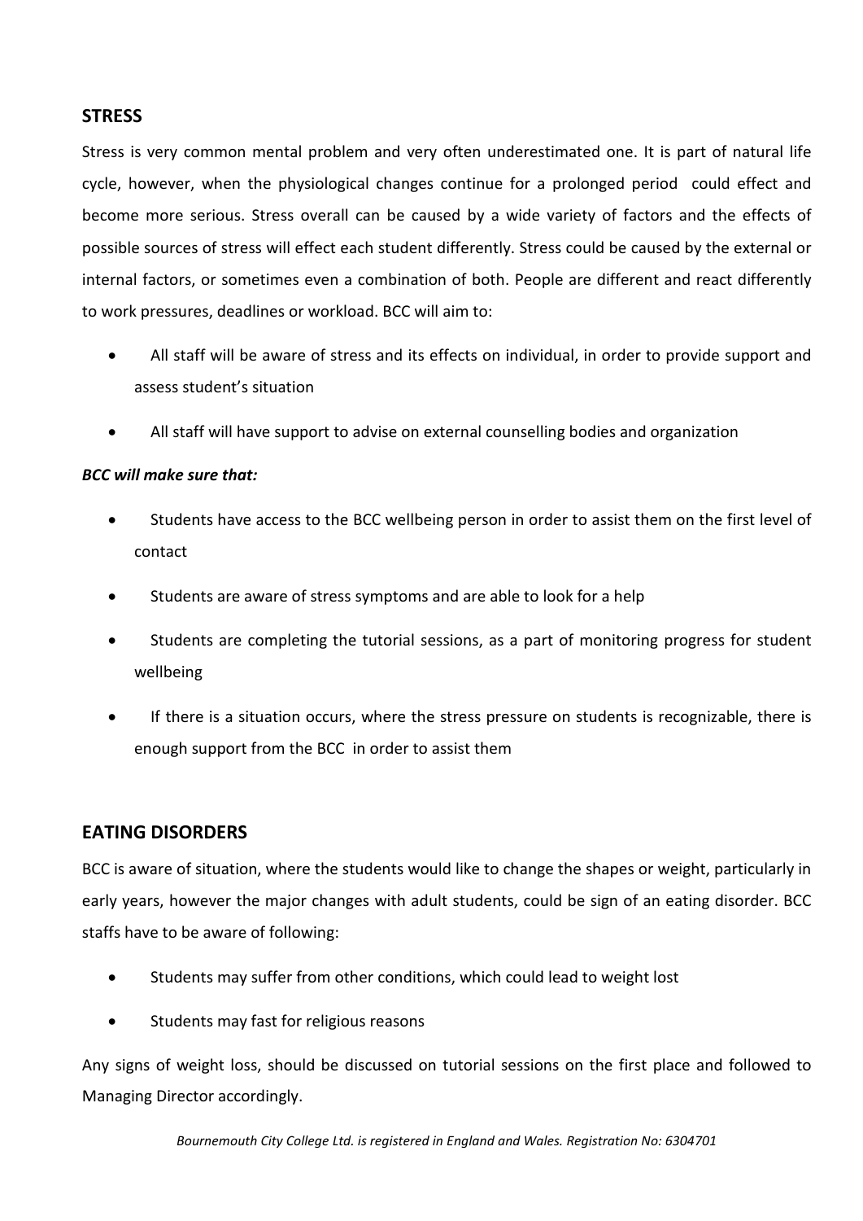## STRESS

Stress is very common mental problem and very often underestimated one. It is part of natural life cycle, however, when the physiological changes continue for a prolonged period could effect and become more serious. Stress overall can be caused by a wide variety of factors and the effects of possible sources of stress will effect each student differently. Stress could be caused by the external or internal factors, or sometimes even a combination of both. People are different and react differently to work pressures, deadlines or workload. BCC will aim to:

- All staff will be aware of stress and its effects on individual, in order to provide support and assess student's situation
- All staff will have support to advise on external counselling bodies and organization

***BCC will make sure that:***

- Students have access to the BCC wellbeing person in order to assist them on the first level of contact
- Students are aware of stress symptoms and are able to look for a help
- Students are completing the tutorial sessions, as a part of monitoring progress for student wellbeing
- If there is a situation occurs, where the stress pressure on students is recognizable, there is enough support from the BCC in order to assist them

## EATING DISORDERS

BCC is aware of situation, where the students would like to change the shapes or weight, particularly in early years, however the major changes with adult students, could be sign of an eating disorder. BCC staffs have to be aware of following:

- Students may suffer from other conditions, which could lead to weight lost
- Students may fast for religious reasons

Any signs of weight loss, should be discussed on tutorial sessions on the first place and followed to Managing Director accordingly.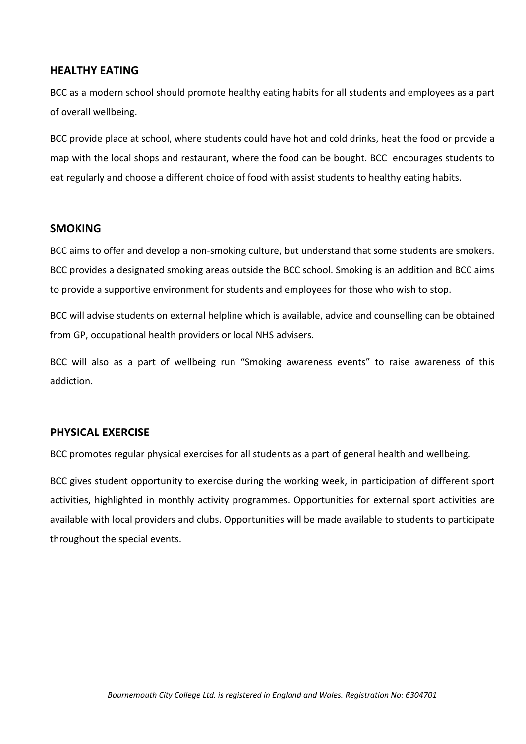## HEALTHY EATING

BCC as a modern school should promote healthy eating habits for all students and employees as a part of overall wellbeing.

BCC provide place at school, where students could have hot and cold drinks, heat the food or provide a map with the local shops and restaurant, where the food can be bought. BCC encourages students to eat regularly and choose a different choice of food with assist students to healthy eating habits.

## SMOKING

BCC aims to offer and develop a non-smoking culture, but understand that some students are smokers. BCC provides a designated smoking areas outside the BCC school. Smoking is an addition and BCC aims to provide a supportive environment for students and employees for those who wish to stop.

BCC will advise students on external helpline which is available, advice and counselling can be obtained from GP, occupational health providers or local NHS advisers.

BCC will also as a part of wellbeing run "Smoking awareness events" to raise awareness of this addiction.

## PHYSICAL EXERCISE

BCC promotes regular physical exercises for all students as a part of general health and wellbeing.

BCC gives student opportunity to exercise during the working week, in participation of different sport activities, highlighted in monthly activity programmes. Opportunities for external sport activities are available with local providers and clubs. Opportunities will be made available to students to participate throughout the special events.